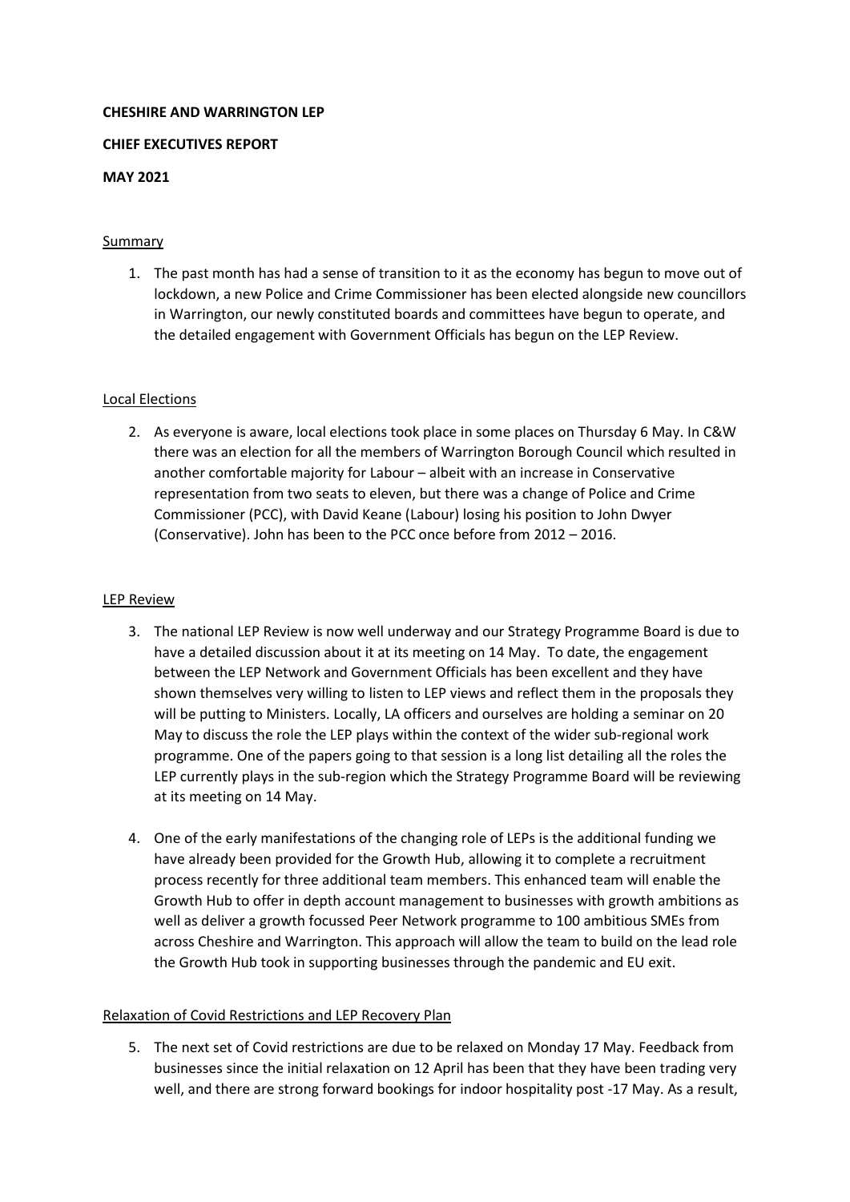**CHESHIRE AND WARRINGTON LEP**

**CHIEF EXECUTIVES REPORT**

**MAY 2021**

## Summary

1. The past month has had a sense of transition to it as the economy has begun to move out of lockdown, a new Police and Crime Commissioner has been elected alongside new councillors in Warrington, our newly constituted boards and committees have begun to operate, and the detailed engagement with Government Officials has begun on the LEP Review.

## Local Elections

2. As everyone is aware, local elections took place in some places on Thursday 6 May. In C&W there was an election for all the members of Warrington Borough Council which resulted in another comfortable majority for Labour – albeit with an increase in Conservative representation from two seats to eleven, but there was a change of Police and Crime Commissioner (PCC), with David Keane (Labour) losing his position to John Dwyer (Conservative). John has been to the PCC once before from 2012 – 2016.

## LEP Review

3. The national LEP Review is now well underway and our Strategy Programme Board is due to have a detailed discussion about it at its meeting on 14 May. To date, the engagement between the LEP Network and Government Officials has been excellent and they have shown themselves very willing to listen to LEP views and reflect them in the proposals they will be putting to Ministers. Locally, LA officers and ourselves are holding a seminar on 20 May to discuss the role the LEP plays within the context of the wider sub-regional work programme. One of the papers going to that session is a long list detailing all the roles the LEP currently plays in the sub-region which the Strategy Programme Board will be reviewing at its meeting on 14 May.

4. One of the early manifestations of the changing role of LEPs is the additional funding we have already been provided for the Growth Hub, allowing it to complete a recruitment process recently for three additional team members. This enhanced team will enable the Growth Hub to offer in depth account management to businesses with growth ambitions as well as deliver a growth focussed Peer Network programme to 100 ambitious SMEs from across Cheshire and Warrington. This approach will allow the team to build on the lead role the Growth Hub took in supporting businesses through the pandemic and EU exit.

## Relaxation of Covid Restrictions and LEP Recovery Plan

5. The next set of Covid restrictions are due to be relaxed on Monday 17 May. Feedback from businesses since the initial relaxation on 12 April has been that they have been trading very well, and there are strong forward bookings for indoor hospitality post -17 May. As a result,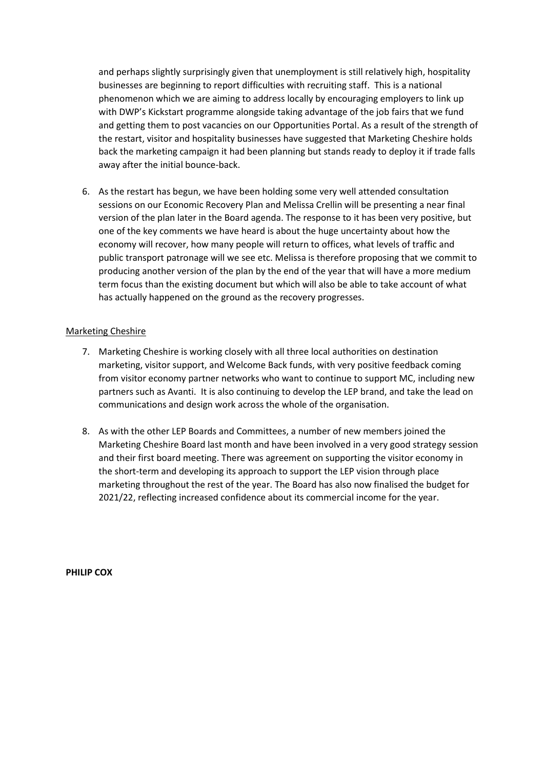and perhaps slightly surprisingly given that unemployment is still relatively high, hospitality businesses are beginning to report difficulties with recruiting staff. This is a national phenomenon which we are aiming to address locally by encouraging employers to link up with DWP's Kickstart programme alongside taking advantage of the job fairs that we fund and getting them to post vacancies on our Opportunities Portal. As a result of the strength of the restart, visitor and hospitality businesses have suggested that Marketing Cheshire holds back the marketing campaign it had been planning but stands ready to deploy it if trade falls away after the initial bounce-back.

6. As the restart has begun, we have been holding some very well attended consultation sessions on our Economic Recovery Plan and Melissa Crellin will be presenting a near final version of the plan later in the Board agenda. The response to it has been very positive, but one of the key comments we have heard is about the huge uncertainty about how the economy will recover, how many people will return to offices, what levels of traffic and public transport patronage will we see etc. Melissa is therefore proposing that we commit to producing another version of the plan by the end of the year that will have a more medium term focus than the existing document but which will also be able to take account of what has actually happened on the ground as the recovery progresses.

<u>Marketing Cheshire</u>

7. Marketing Cheshire is working closely with all three local authorities on destination marketing, visitor support, and Welcome Back funds, with very positive feedback coming from visitor economy partner networks who want to continue to support MC, including new partners such as Avanti. It is also continuing to develop the LEP brand, and take the lead on communications and design work across the whole of the organisation.

8. As with the other LEP Boards and Committees, a number of new members joined the Marketing Cheshire Board last month and have been involved in a very good strategy session and their first board meeting. There was agreement on supporting the visitor economy in the short-term and developing its approach to support the LEP vision through place marketing throughout the rest of the year. The Board has also now finalised the budget for 2021/22, reflecting increased confidence about its commercial income for the year.

**PHILIP COX**